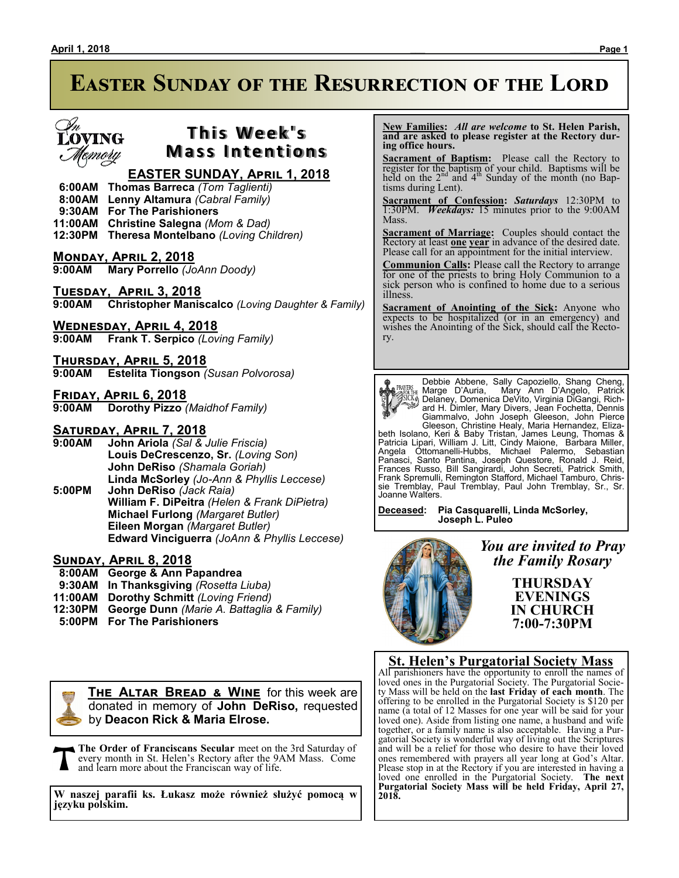# Easter Sunday of the Resurrection of the Lord

## This Week's Mass Intentions

*In Loving Memory*

### EASTER SUNDAY, April 1, 2018

- **6:00AM** **Thomas Barreca** *(Tom Taglienti)*
- **8:00AM** **Lenny Altamura** *(Cabral Family)*
- **9:30AM** **For The Parishioners**
- **11:00AM** **Christine Salegna** *(Mom & Dad)*
- **12:30PM** **Theresa Montelbano** *(Loving Children)*

### Monday, April 2, 2018

- **9:00AM** **Mary Porrello** *(JoAnn Doody)*

### Tuesday, April 3, 2018

- **9:00AM** **Christopher Maniscalco** *(Loving Daughter & Family)*

### Wednesday, April 4, 2018

- **9:00AM** **Frank T. Serpico** *(Loving Family)*

### Thursday, April 5, 2018

- **9:00AM** **Estelita Tiongson** *(Susan Polvorosa)*

### Friday, April 6, 2018

- **9:00AM** **Dorothy Pizzo** *(Maidhof Family)*

### Saturday, April 7, 2018

- **9:00AM** **John Ariola** *(Sal & Julie Friscia)*
  - **Louis DeCrescenzo, Sr.** *(Loving Son)*
  - **John DeRiso** *(Shamala Goriah)*
  - **Linda McSorley** *(Jo-Ann & Phyllis Leccese)*
- **5:00PM** **John DeRiso** *(Jack Raia)*
  - **William F. DiPeitra** *(Helen & Frank DiPietra)*
  - **Michael Furlong** *(Margaret Butler)*
  - **Eileen Morgan** *(Margaret Butler)*
  - **Edward Vinciguerra** *(JoAnn & Phyllis Leccese)*

### Sunday, April 8, 2018

- **8:00AM** **George & Ann Papandrea**
- **9:30AM** **In Thanksgiving** *(Rosetta Liuba)*
- **11:00AM** **Dorothy Schmitt** *(Loving Friend)*
- **12:30PM** **George Dunn** *(Marie A. Battaglia & Family)*
- **5:00PM** **For The Parishioners**

**The Altar Bread & Wine** for this week are donated in memory of **John DeRiso,** requested by **Deacon Rick & Maria Elrose.**

**The Order of Franciscans Secular** meet on the 3rd Saturday of every month in St. Helen's Rectory after the 9AM Mass. Come and learn more about the Franciscan way of life.

**W naszej parafii ks. Łukasz może również służyć pomocą w języku polskim.**

---

**New Families:** *All are welcome* **to St. Helen Parish, and are asked to please register at the Rectory during office hours.**

**Sacrament of Baptism:** Please call the Rectory to register for the baptism of your child. Baptisms will be held on the 2nd and 4th Sunday of the month (no Baptisms during Lent).

**Sacrament of Confession:** *Saturdays* 12:30PM to 1:30PM. ***Weekdays:*** 15 minutes prior to the 9:00AM Mass.

**Sacrament of Marriage:** Couples should contact the Rectory at least **one year** in advance of the desired date. Please call for an appointment for the initial interview.

**Communion Calls:** Please call the Rectory to arrange for one of the priests to bring Holy Communion to a sick person who is confined to home due to a serious illness.

**Sacrament of Anointing of the Sick:** Anyone who expects to be hospitalized (or in an emergency) and wishes the Anointing of the Sick, should call the Rectory.

---

**Prayers for the Sick:** Debbie Abbene, Sally Capoziello, Shang Cheng, Marge D'Auria, Mary Ann D'Angelo, Patrick Delaney, Domenica DeVito, Virginia DiGangi, Richard H. Dimler, Mary Divers, Jean Fochetta, Dennis Giammalvo, John Joseph Gleeson, John Pierce Gleeson, Christine Healy, Maria Hernandez, Elizabeth Isolano, Keri & Baby Tristan, James Leung, Thomas & Patricia Lipari, William J. Litt, Cindy Maione, Barbara Miller, Angela Ottomanelli-Hubbs, Michael Palermo, Sebastian Panasci, Santo Pantina, Joseph Questore, Ronald J. Reid, Frances Russo, Bill Sangirardi, John Secreti, Patrick Smith, Frank Spremulli, Remington Stafford, Michael Tamburo, Chrissie Tremblay, Paul Tremblay, Paul John Tremblay, Sr., Sr. Joanne Walters.

**Deceased:** **Pia Casquarelli, Linda McSorley, Joseph L. Puleo**

---

*You are invited to Pray the Family Rosary*

**THURSDAY EVENINGS IN CHURCH 7:00-7:30PM**

---

## St. Helen's Purgatorial Society Mass

All parishioners have the opportunity to enroll the names of loved ones in the Purgatorial Society. The Purgatorial Society Mass will be held on the **last Friday of each month**. The offering to be enrolled in the Purgatorial Society is $120 per name (a total of 12 Masses for one year will be said for your loved one). Aside from listing one name, a husband and wife together, or a family name is also acceptable. Having a Purgatorial Society is wonderful way of living out the Scriptures and will be a relief for those who desire to have their loved ones remembered with prayers all year long at God's Altar. Please stop in at the Rectory if you are interested in having a loved one enrolled in the Purgatorial Society. **The next Purgatorial Society Mass will be held Friday, April 27, 2018.**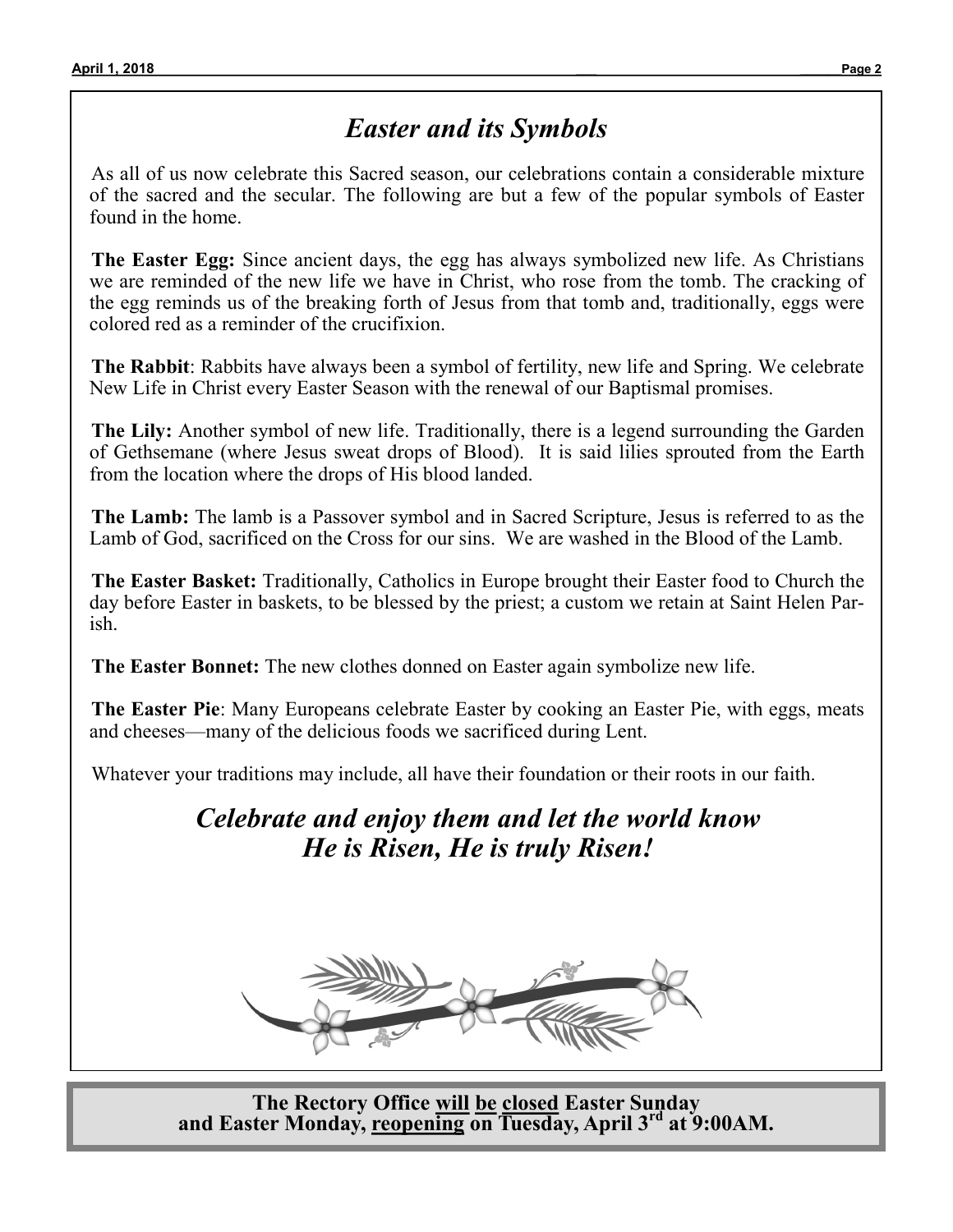# *Easter and its Symbols*

As all of us now celebrate this Sacred season, our celebrations contain a considerable mixture of the sacred and the secular. The following are but a few of the popular symbols of Easter found in the home.

**The Easter Egg:** Since ancient days, the egg has always symbolized new life. As Christians we are reminded of the new life we have in Christ, who rose from the tomb. The cracking of the egg reminds us of the breaking forth of Jesus from that tomb and, traditionally, eggs were colored red as a reminder of the crucifixion.

**The Rabbit**: Rabbits have always been a symbol of fertility, new life and Spring. We celebrate New Life in Christ every Easter Season with the renewal of our Baptismal promises.

**The Lily:** Another symbol of new life. Traditionally, there is a legend surrounding the Garden of Gethsemane (where Jesus sweat drops of Blood). It is said lilies sprouted from the Earth from the location where the drops of His blood landed.

**The Lamb:** The lamb is a Passover symbol and in Sacred Scripture, Jesus is referred to as the Lamb of God, sacrificed on the Cross for our sins. We are washed in the Blood of the Lamb.

**The Easter Basket:** Traditionally, Catholics in Europe brought their Easter food to Church the day before Easter in baskets, to be blessed by the priest; a custom we retain at Saint Helen Parish.

**The Easter Bonnet:** The new clothes donned on Easter again symbolize new life.

**The Easter Pie**: Many Europeans celebrate Easter by cooking an Easter Pie, with eggs, meats and cheeses—many of the delicious foods we sacrificed during Lent.

Whatever your traditions may include, all have their foundation or their roots in our faith.

***Celebrate and enjoy them and let the world know He is Risen, He is truly Risen!***

**The Rectory Office <u>will</u> <u>be</u> <u>closed</u> Easter Sunday and Easter Monday, <u>reopening</u> on Tuesday, April 3rd at 9:00AM.**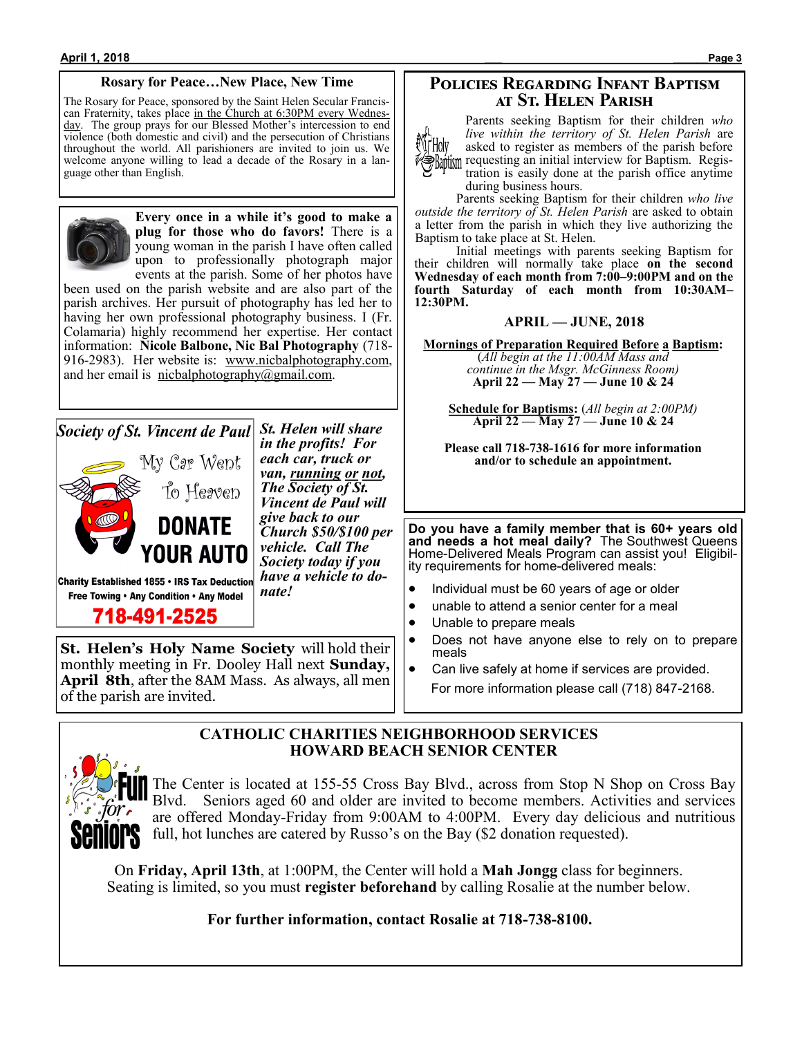## Rosary for Peace…New Place, New Time

The Rosary for Peace, sponsored by the Saint Helen Secular Franciscan Fraternity, takes place in the Church at 6:30PM every Wednesday. The group prays for our Blessed Mother's intercession to end violence (both domestic and civil) and the persecution of Christians throughout the world. All parishioners are invited to join us. We welcome anyone willing to lead a decade of the Rosary in a language other than English.

**Every once in a while it's good to make a plug for those who do favors!** There is a young woman in the parish I have often called upon to professionally photograph major events at the parish. Some of her photos have been used on the parish website and are also part of the parish archives. Her pursuit of photography has led her to having her own professional photography business. I (Fr. Colamaria) highly recommend her expertise. Her contact information: **Nicole Balbone, Nic Bal Photography** (718-916-2983). Her website is: www.nicbalphotography.com, and her email is nicbalphotography@gmail.com.

## Society of St. Vincent de Paul

My Car Went To Heaven

**DONATE YOUR AUTO**

**Charity Established 1855 • IRS Tax Deduction**
**Free Towing • Any Condition • Any Model**

**718-491-2525**

***St. Helen will share in the profits! For each car, truck or van, running or not, The Society of St. Vincent de Paul will give back to our Church $50/$100 per vehicle. Call The Society today if you have a vehicle to donate!***

**St. Helen's Holy Name Society** will hold their monthly meeting in Fr. Dooley Hall next **Sunday, April 8th**, after the 8AM Mass. As always, all men of the parish are invited.

## Policies Regarding Infant Baptism at St. Helen Parish

Parents seeking Baptism for their children *who live within the territory of St. Helen Parish* are asked to register as members of the parish before requesting an initial interview for Baptism. Registration is easily done at the parish office anytime during business hours.

Parents seeking Baptism for their children *who live outside the territory of St. Helen Parish* are asked to obtain a letter from the parish in which they live authorizing the Baptism to take place at St. Helen.

Initial meetings with parents seeking Baptism for their children will normally take place **on the second Wednesday of each month from 7:00–9:00PM and on the fourth Saturday of each month from 10:30AM–12:30PM.**

**APRIL — JUNE, 2018**

**Mornings of Preparation Required Before a Baptism:**
(*All begin at the 11:00AM Mass and continue in the Msgr. McGinness Room)*
**April 22 — May 27 — June 10 & 24**

**Schedule for Baptisms:** (*All begin at 2:00PM)*
**April 22 — May 27 — June 10 & 24**

**Please call 718-738-1616 for more information and/or to schedule an appointment.**

**Do you have a family member that is 60+ years old and needs a hot meal daily?** The Southwest Queens Home-Delivered Meals Program can assist you! Eligibility requirements for home-delivered meals:

- Individual must be 60 years of age or older
- unable to attend a senior center for a meal
- Unable to prepare meals
- Does not have anyone else to rely on to prepare meals
- Can live safely at home if services are provided.

For more information please call (718) 847-2168.

## CATHOLIC CHARITIES NEIGHBORHOOD SERVICES HOWARD BEACH SENIOR CENTER

Fun for Seniors

The Center is located at 155-55 Cross Bay Blvd., across from Stop N Shop on Cross Bay Blvd. Seniors aged 60 and older are invited to become members. Activities and services are offered Monday-Friday from 9:00AM to 4:00PM. Every day delicious and nutritious full, hot lunches are catered by Russo's on the Bay ($2 donation requested).

On **Friday, April 13th**, at 1:00PM, the Center will hold a **Mah Jongg** class for beginners. Seating is limited, so you must **register beforehand** by calling Rosalie at the number below.

**For further information, contact Rosalie at 718-738-8100.**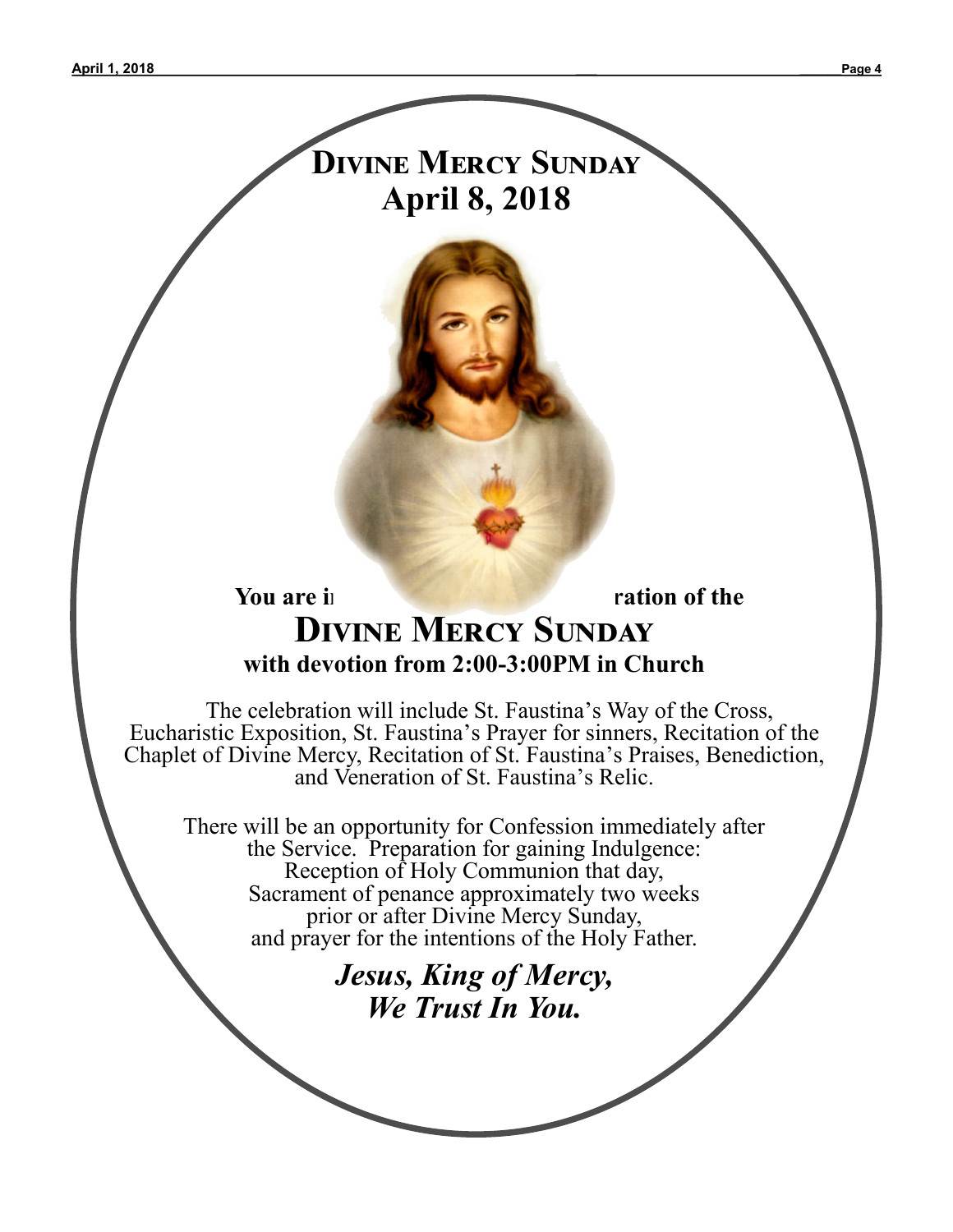# Divine Mercy Sunday
## April 8, 2018

**You are i**                                        **ration of the**

## Divine Mercy Sunday

**with devotion from 2:00-3:00PM in Church**

The celebration will include St. Faustina's Way of the Cross, Eucharistic Exposition, St. Faustina's Prayer for sinners, Recitation of the Chaplet of Divine Mercy, Recitation of St. Faustina's Praises, Benediction, and Veneration of St. Faustina's Relic.

There will be an opportunity for Confession immediately after the Service. Preparation for gaining Indulgence: Reception of Holy Communion that day, Sacrament of penance approximately two weeks prior or after Divine Mercy Sunday, and prayer for the intentions of the Holy Father.

***Jesus, King of Mercy,***
***We Trust In You.***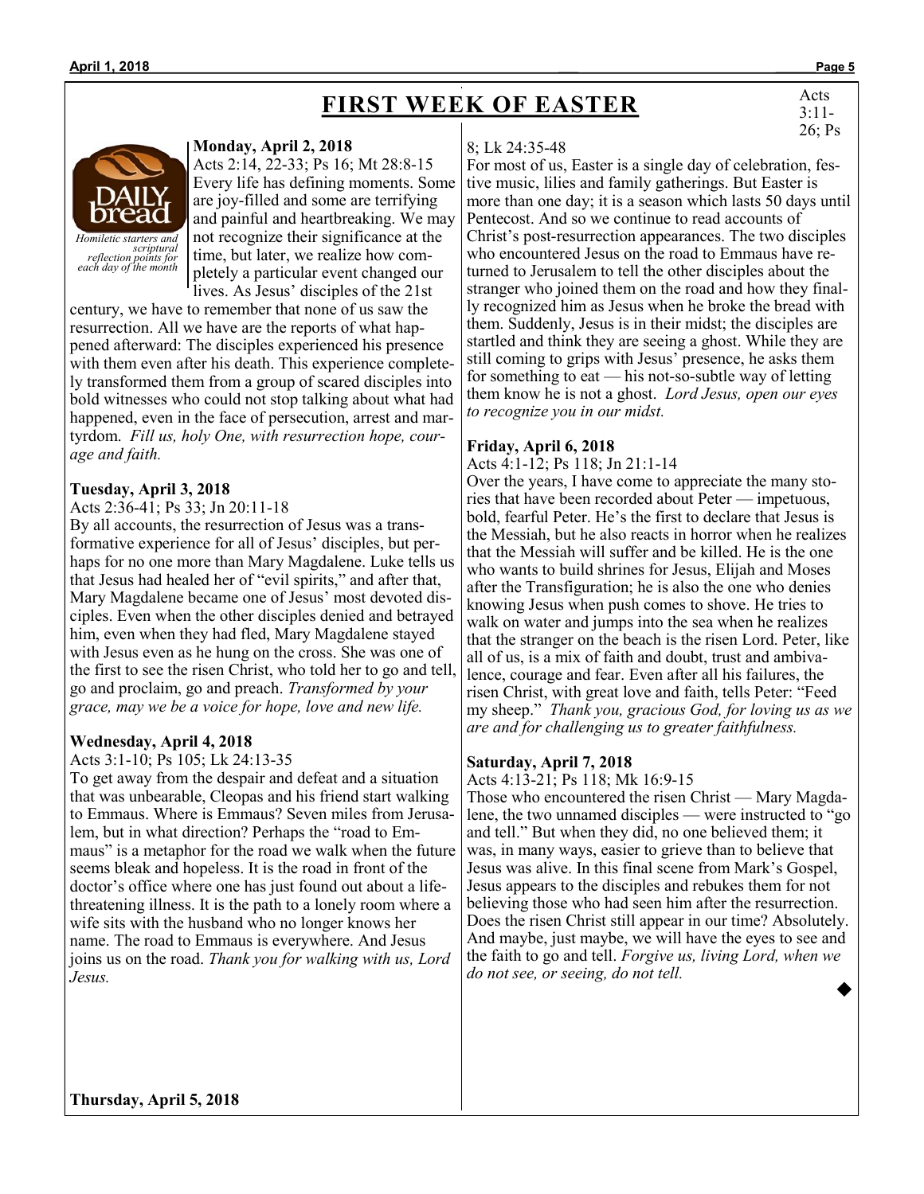# FIRST WEEK OF EASTER

DAILY bread
*Homiletic starters and scriptural reflection points for each day of the month*

**Monday, April 2, 2018**
Acts 2:14, 22-33; Ps 16; Mt 28:8-15
Every life has defining moments. Some are joy-filled and some are terrifying and painful and heartbreaking. We may not recognize their significance at the time, but later, we realize how completely a particular event changed our lives. As Jesus' disciples of the 21st century, we have to remember that none of us saw the resurrection. All we have are the reports of what happened afterward: The disciples experienced his presence with them even after his death. This experience completely transformed them from a group of scared disciples into bold witnesses who could not stop talking about what had happened, even in the face of persecution, arrest and martyrdom. *Fill us, holy One, with resurrection hope, courage and faith.*

**Tuesday, April 3, 2018**
Acts 2:36-41; Ps 33; Jn 20:11-18
By all accounts, the resurrection of Jesus was a transformative experience for all of Jesus' disciples, but perhaps for no one more than Mary Magdalene. Luke tells us that Jesus had healed her of "evil spirits," and after that, Mary Magdalene became one of Jesus' most devoted disciples. Even when the other disciples denied and betrayed him, even when they had fled, Mary Magdalene stayed with Jesus even as he hung on the cross. She was one of the first to see the risen Christ, who told her to go and tell, go and proclaim, go and preach. *Transformed by your grace, may we be a voice for hope, love and new life.*

**Wednesday, April 4, 2018**
Acts 3:1-10; Ps 105; Lk 24:13-35
To get away from the despair and defeat and a situation that was unbearable, Cleopas and his friend start walking to Emmaus. Where is Emmaus? Seven miles from Jerusalem, but in what direction? Perhaps the "road to Emmaus" is a metaphor for the road we walk when the future seems bleak and hopeless. It is the road in front of the doctor's office where one has just found out about a life-threatening illness. It is the path to a lonely room where a wife sits with the husband who no longer knows her name. The road to Emmaus is everywhere. And Jesus joins us on the road. *Thank you for walking with us, Lord Jesus.*

**Thursday, April 5, 2018**
Acts 3:11-26; Ps 8; Lk 24:35-48
For most of us, Easter is a single day of celebration, festive music, lilies and family gatherings. But Easter is more than one day; it is a season which lasts 50 days until Pentecost. And so we continue to read accounts of Christ's post-resurrection appearances. The two disciples who encountered Jesus on the road to Emmaus have returned to Jerusalem to tell the other disciples about the stranger who joined them on the road and how they finally recognized him as Jesus when he broke the bread with them. Suddenly, Jesus is in their midst; the disciples are startled and think they are seeing a ghost. While they are still coming to grips with Jesus' presence, he asks them for something to eat — his not-so-subtle way of letting them know he is not a ghost. *Lord Jesus, open our eyes to recognize you in our midst.*

**Friday, April 6, 2018**
Acts 4:1-12; Ps 118; Jn 21:1-14
Over the years, I have come to appreciate the many stories that have been recorded about Peter — impetuous, bold, fearful Peter. He's the first to declare that Jesus is the Messiah, but he also reacts in horror when he realizes that the Messiah will suffer and be killed. He is the one who wants to build shrines for Jesus, Elijah and Moses after the Transfiguration; he is also the one who denies knowing Jesus when push comes to shove. He tries to walk on water and jumps into the sea when he realizes that the stranger on the beach is the risen Lord. Peter, like all of us, is a mix of faith and doubt, trust and ambivalence, courage and fear. Even after all his failures, the risen Christ, with great love and faith, tells Peter: "Feed my sheep." *Thank you, gracious God, for loving us as we are and for challenging us to greater faithfulness.*

**Saturday, April 7, 2018**
Acts 4:13-21; Ps 118; Mk 16:9-15
Those who encountered the risen Christ — Mary Magdalene, the two unnamed disciples — were instructed to "go and tell." But when they did, no one believed them; it was, in many ways, easier to grieve than to believe that Jesus was alive. In this final scene from Mark's Gospel, Jesus appears to the disciples and rebukes them for not believing those who had seen him after the resurrection. Does the risen Christ still appear in our time? Absolutely. And maybe, just maybe, we will have the eyes to see and the faith to go and tell. *Forgive us, living Lord, when we do not see, or seeing, do not tell.*

◆